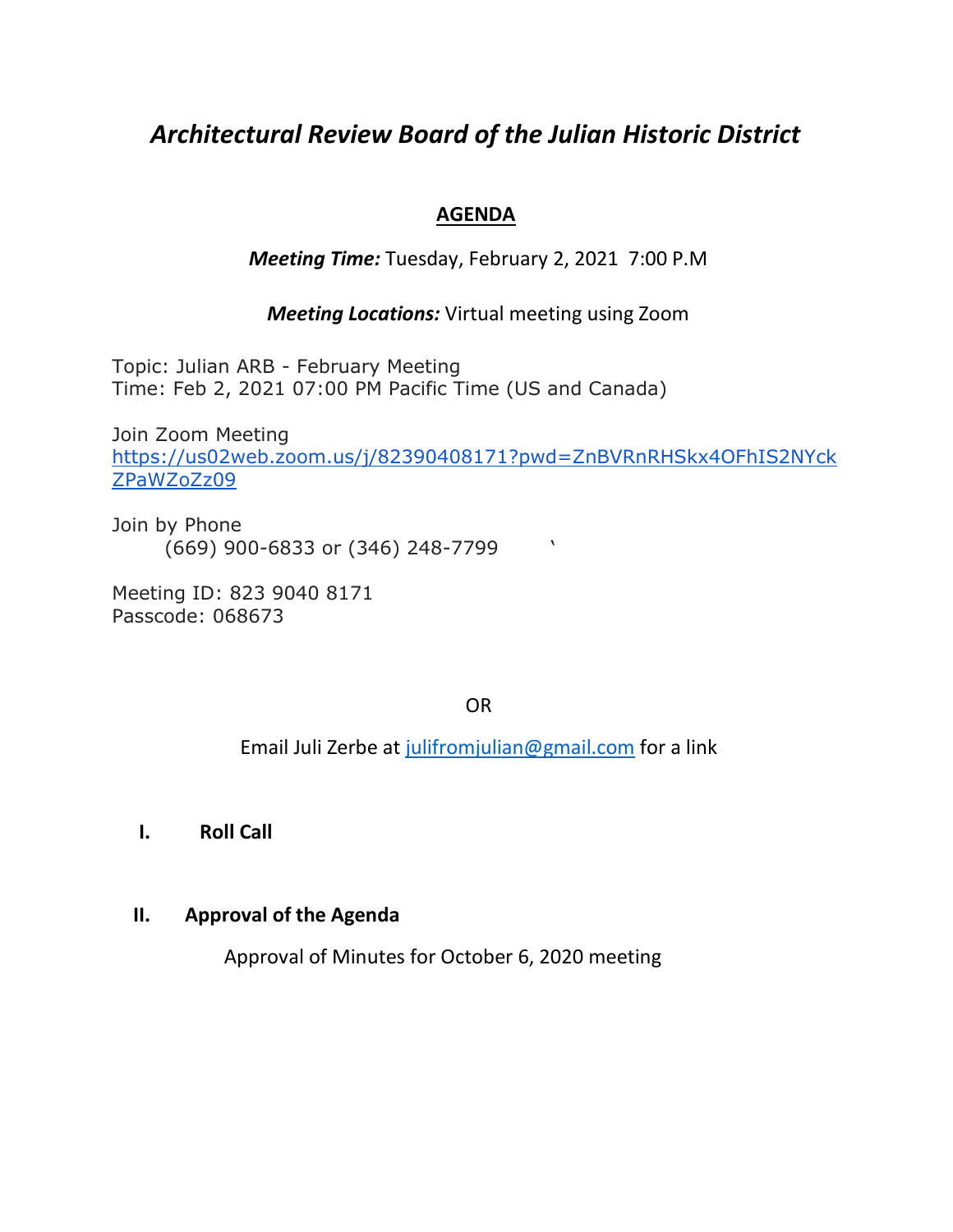# *Architectural Review Board of the Julian Historic District*

## AGENDA

***Meeting Time:*** Tuesday, February 2, 2021 7:00 P.M

***Meeting Locations:*** Virtual meeting using Zoom

Topic: Julian ARB - February Meeting
Time: Feb 2, 2021 07:00 PM Pacific Time (US and Canada)

Join Zoom Meeting
https://us02web.zoom.us/j/82390408171?pwd=ZnBVRnRHSkx4OFhIS2NYckZPaWZoZz09

Join by Phone
(669) 900-6833 or (346) 248-7799 `

Meeting ID: 823 9040 8171
Passcode: 068673

OR

Email Juli Zerbe at julifromjulian@gmail.com for a link

**I. Roll Call**

**II. Approval of the Agenda**

Approval of Minutes for October 6, 2020 meeting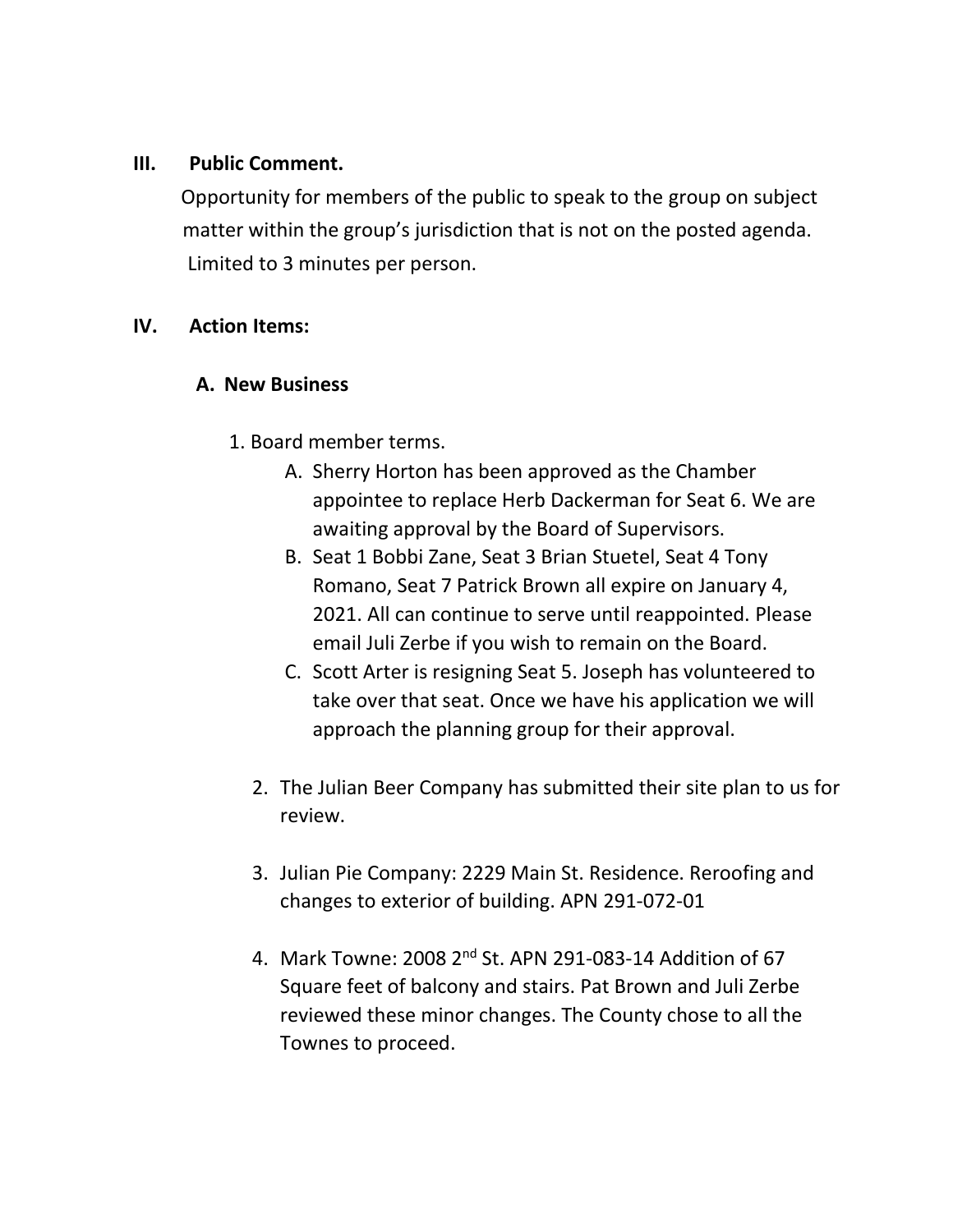## III. Public Comment.

Opportunity for members of the public to speak to the group on subject matter within the group's jurisdiction that is not on the posted agenda. Limited to 3 minutes per person.

## IV. Action Items:

### A. New Business

1. Board member terms.
   A. Sherry Horton has been approved as the Chamber appointee to replace Herb Dackerman for Seat 6. We are awaiting approval by the Board of Supervisors.
   B. Seat 1 Bobbi Zane, Seat 3 Brian Stuetel, Seat 4 Tony Romano, Seat 7 Patrick Brown all expire on January 4, 2021. All can continue to serve until reappointed. Please email Juli Zerbe if you wish to remain on the Board.
   C. Scott Arter is resigning Seat 5. Joseph has volunteered to take over that seat. Once we have his application we will approach the planning group for their approval.

2. The Julian Beer Company has submitted their site plan to us for review.

3. Julian Pie Company: 2229 Main St. Residence. Reroofing and changes to exterior of building. APN 291-072-01

4. Mark Towne: 2008 2nd St. APN 291-083-14 Addition of 67 Square feet of balcony and stairs. Pat Brown and Juli Zerbe reviewed these minor changes. The County chose to all the Townes to proceed.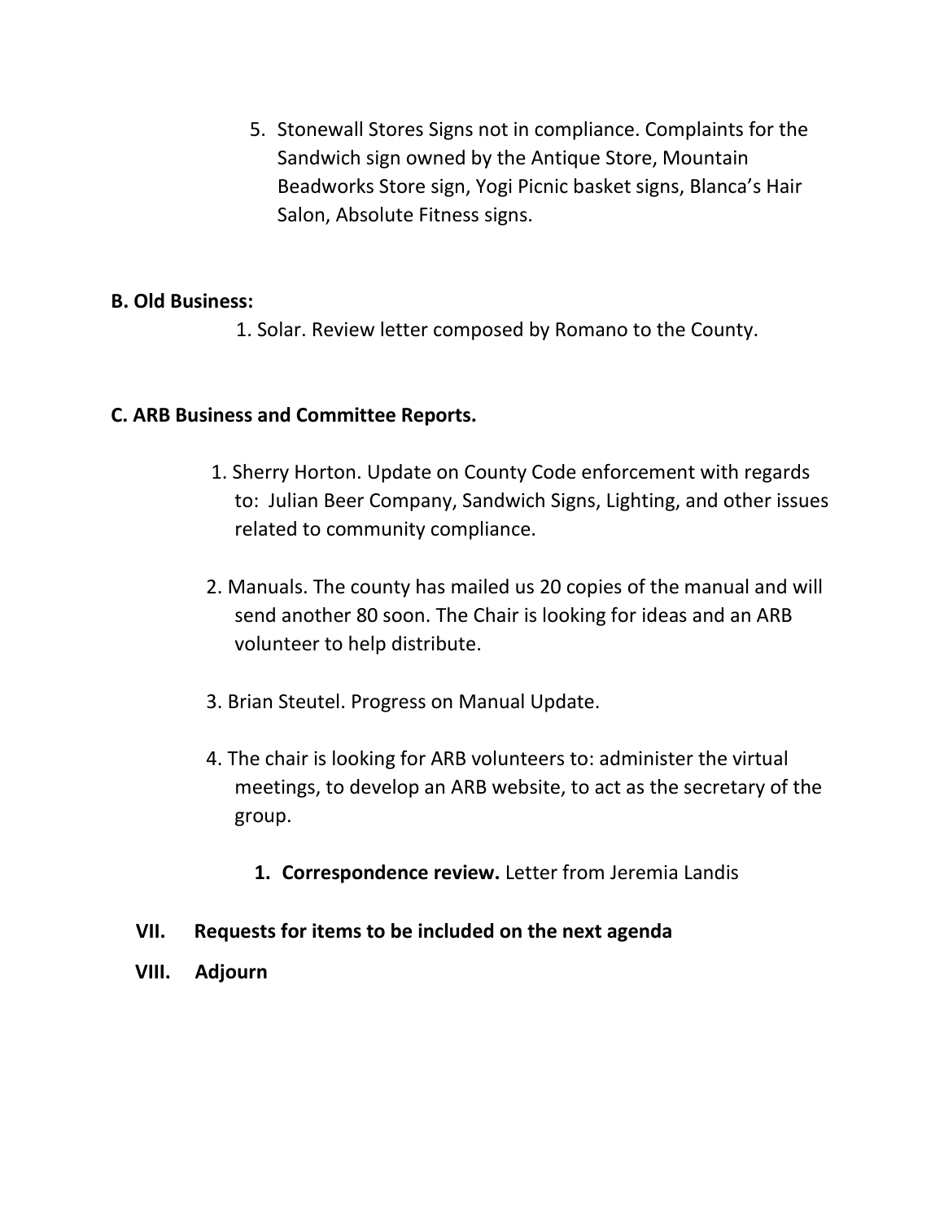5. Stonewall Stores Signs not in compliance. Complaints for the Sandwich sign owned by the Antique Store, Mountain Beadworks Store sign, Yogi Picnic basket signs, Blanca's Hair Salon, Absolute Fitness signs.

**B. Old Business:**

1. Solar. Review letter composed by Romano to the County.

**C. ARB Business and Committee Reports.**

1. Sherry Horton. Update on County Code enforcement with regards to: Julian Beer Company, Sandwich Signs, Lighting, and other issues related to community compliance.

2. Manuals. The county has mailed us 20 copies of the manual and will send another 80 soon. The Chair is looking for ideas and an ARB volunteer to help distribute.

3. Brian Steutel. Progress on Manual Update.

4. The chair is looking for ARB volunteers to: administer the virtual meetings, to develop an ARB website, to act as the secretary of the group.

   1. **Correspondence review.** Letter from Jeremia Landis

**VII. Requests for items to be included on the next agenda**

**VIII. Adjourn**